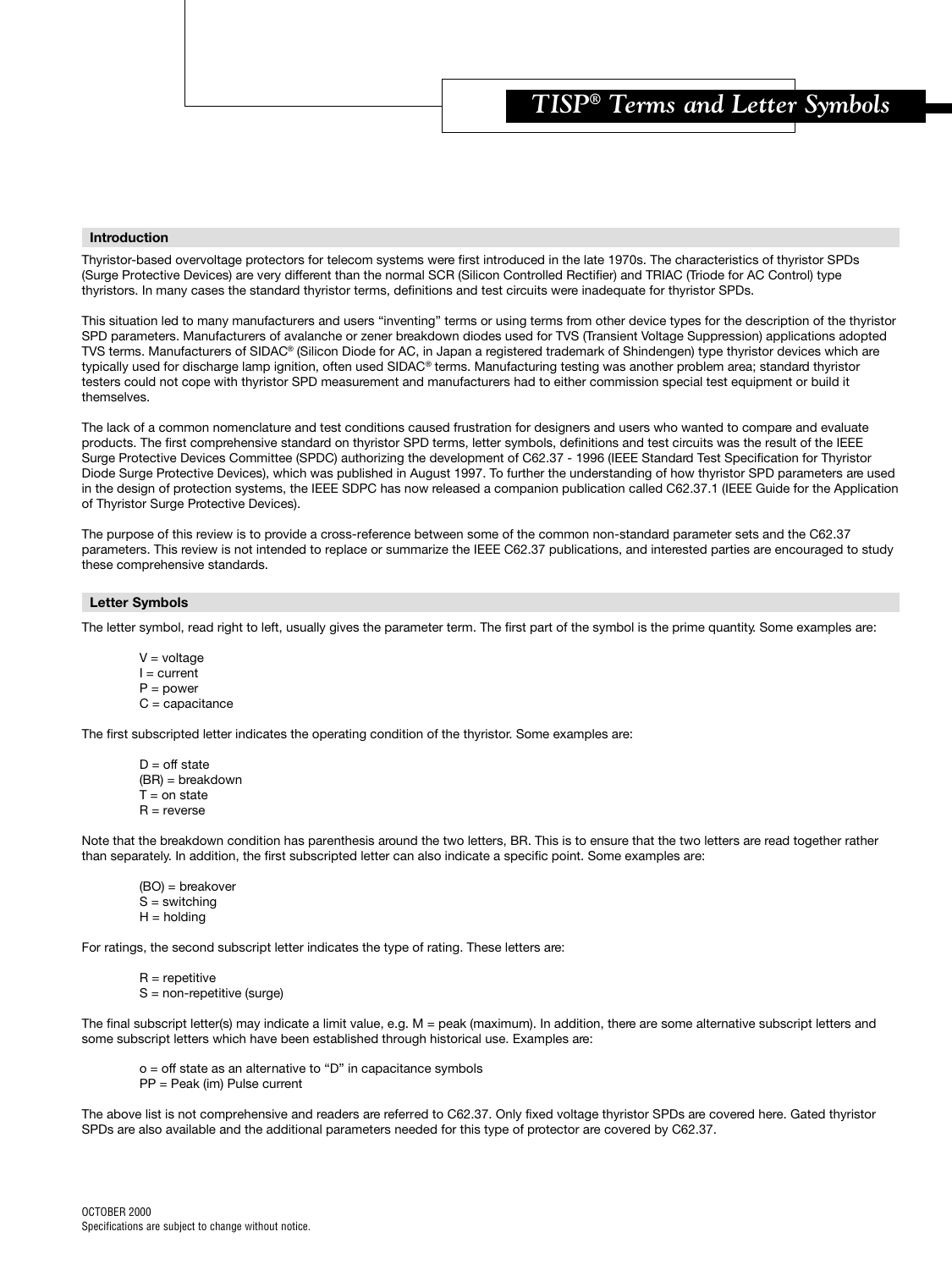# *TISP® Terms and Letter Symbols*

## Introduction

Thyristor-based overvoltage protectors for telecom systems were first introduced in the late 1970s. The characteristics of thyristor SPDs (Surge Protective Devices) are very different than the normal SCR (Silicon Controlled Rectifier) and TRIAC (Triode for AC Control) type thyristors. In many cases the standard thyristor terms, definitions and test circuits were inadequate for thyristor SPDs.

This situation led to many manufacturers and users "inventing" terms or using terms from other device types for the description of the thyristor SPD parameters. Manufacturers of avalanche or zener breakdown diodes used for TVS (Transient Voltage Suppression) applications adopted TVS terms. Manufacturers of SIDAC® (Silicon Diode for AC, in Japan a registered trademark of Shindengen) type thyristor devices which are typically used for discharge lamp ignition, often used SIDAC® terms. Manufacturing testing was another problem area; standard thyristor testers could not cope with thyristor SPD measurement and manufacturers had to either commission special test equipment or build it themselves.

The lack of a common nomenclature and test conditions caused frustration for designers and users who wanted to compare and evaluate products. The first comprehensive standard on thyristor SPD terms, letter symbols, definitions and test circuits was the result of the IEEE Surge Protective Devices Committee (SPDC) authorizing the development of C62.37 - 1996 (IEEE Standard Test Specification for Thyristor Diode Surge Protective Devices), which was published in August 1997. To further the understanding of how thyristor SPD parameters are used in the design of protection systems, the IEEE SDPC has now released a companion publication called C62.37.1 (IEEE Guide for the Application of Thyristor Surge Protective Devices).

The purpose of this review is to provide a cross-reference between some of the common non-standard parameter sets and the C62.37 parameters. This review is not intended to replace or summarize the IEEE C62.37 publications, and interested parties are encouraged to study these comprehensive standards.

## Letter Symbols

The letter symbol, read right to left, usually gives the parameter term. The first part of the symbol is the prime quantity. Some examples are:

V = voltage
I = current
P = power
C = capacitance

The first subscripted letter indicates the operating condition of the thyristor. Some examples are:

D = off state
(BR) = breakdown
T = on state
R = reverse

Note that the breakdown condition has parenthesis around the two letters, BR. This is to ensure that the two letters are read together rather than separately. In addition, the first subscripted letter can also indicate a specific point. Some examples are:

(BO) = breakover
S = switching
H = holding

For ratings, the second subscript letter indicates the type of rating. These letters are:

R = repetitive
S = non-repetitive (surge)

The final subscript letter(s) may indicate a limit value, e.g. M = peak (maximum). In addition, there are some alternative subscript letters and some subscript letters which have been established through historical use. Examples are:

o = off state as an alternative to "D" in capacitance symbols
PP = Peak (im) Pulse current

The above list is not comprehensive and readers are referred to C62.37. Only fixed voltage thyristor SPDs are covered here. Gated thyristor SPDs are also available and the additional parameters needed for this type of protector are covered by C62.37.

OCTOBER 2000
Specifications are subject to change without notice.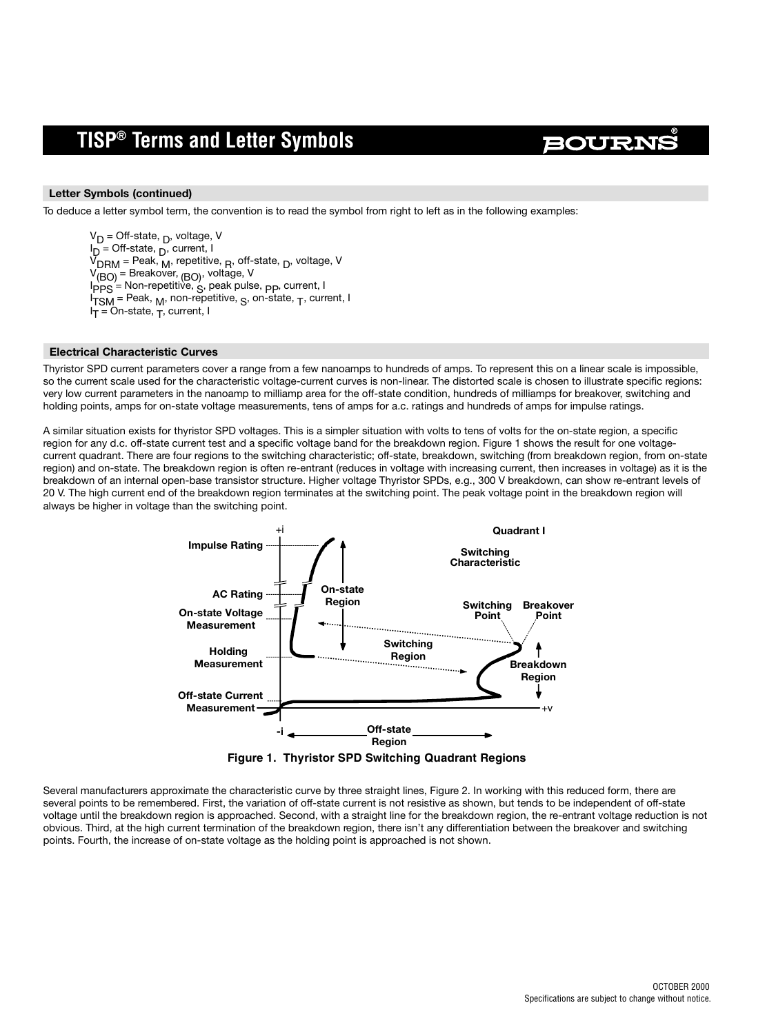## Letter Symbols (continued)

To deduce a letter symbol term, the convention is to read the symbol from right to left as in the following examples:

$V_D$ = Off-state, $_D$, voltage, V
$I_D$ = Off-state, $_D$, current, I
$V_{DRM}$ = Peak, $_M$, repetitive, $_R$, off-state, $_D$, voltage, V
$V_{(BO)}$ = Breakover, $_{(BO)}$, voltage, V
$I_{PPS}$ = Non-repetitive, $_S$, peak pulse, $_{PP}$, current, I
$I_{TSM}$ = Peak, $_M$, non-repetitive, $_S$, on-state, $_T$, current, I
$I_T$ = On-state, $_T$, current, I

## Electrical Characteristic Curves

Thyristor SPD current parameters cover a range from a few nanoamps to hundreds of amps. To represent this on a linear scale is impossible, so the current scale used for the characteristic voltage-current curves is non-linear. The distorted scale is chosen to illustrate specific regions: very low current parameters in the nanoamp to milliamp area for the off-state condition, hundreds of milliamps for breakover, switching and holding points, amps for on-state voltage measurements, tens of amps for a.c. ratings and hundreds of amps for impulse ratings.

A similar situation exists for thyristor SPD voltages. This is a simpler situation with volts to tens of volts for the on-state region, a specific region for any d.c. off-state current test and a specific voltage band for the breakdown region. Figure 1 shows the result for one voltage-current quadrant. There are four regions to the switching characteristic; off-state, breakdown, switching (from breakdown region, from on-state region) and on-state. The breakdown region is often re-entrant (reduces in voltage with increasing current, then increases in voltage) as it is the breakdown of an internal open-base transistor structure. Higher voltage Thyristor SPDs, e.g., 300 V breakdown, can show re-entrant levels of 20 V. The high current end of the breakdown region terminates at the switching point. The peak voltage point in the breakdown region will always be higher in voltage than the switching point.

+i
Quadrant I
Switching Characteristic
Impulse Rating
AC Rating
On-state Region
On-state Voltage Measurement
Switching Point
Breakover Point
Holding Measurement
Switching Region
Breakdown Region
Off-state Current Measurement
+v
-i
Off-state Region

**Figure 1. Thyristor SPD Switching Quadrant Regions**

Several manufacturers approximate the characteristic curve by three straight lines, Figure 2. In working with this reduced form, there are several points to be remembered. First, the variation of off-state current is not resistive as shown, but tends to be independent of off-state voltage until the breakdown region is approached. Second, with a straight line for the breakdown region, the re-entrant voltage reduction is not obvious. Third, at the high current termination of the breakdown region, there isn't any differentiation between the breakover and switching points. Fourth, the increase of on-state voltage as the holding point is approached is not shown.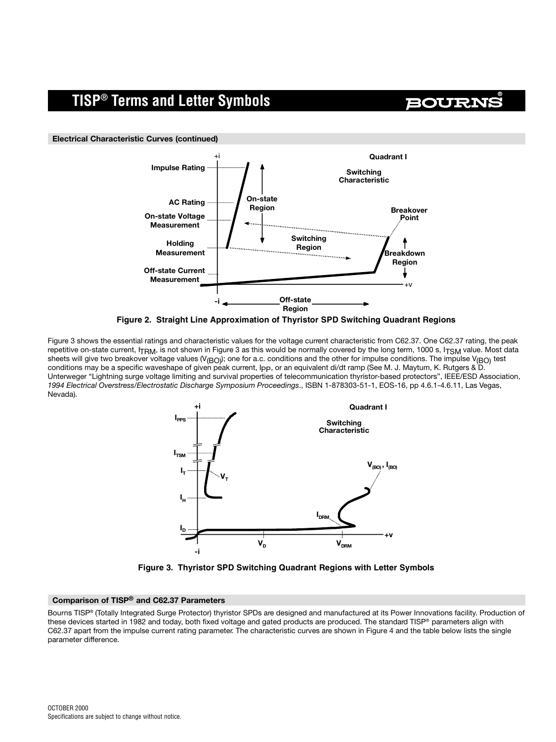## Electrical Characteristic Curves (continued)

+i

Quadrant I

Switching Characteristic

Impulse Rating

AC Rating

On-state Voltage Measurement

Holding Measurement

Off-state Current Measurement

On-state Region

Switching Region

Breakover Point

Breakdown Region

+v

-i

Off-state Region

**Figure 2. Straight Line Approximation of Thyristor SPD Switching Quadrant Regions**

Figure 3 shows the essential ratings and characteristic values for the voltage current characteristic from C62.37. One C62.37 rating, the peak repetitive on-state current, $I_{TRM}$, is not shown in Figure 3 as this would be normally covered by the long term, 1000 s, $I_{TSM}$ value. Most data sheets will give two breakover voltage values ($V_{(BO)}$); one for a.c. conditions and the other for impulse conditions. The impulse $V_{(BO)}$ test conditions may be a specific waveshape of given peak current, $I_{PP}$, or an equivalent di/dt ramp (See M. J. Maytum, K. Rutgers & D. Unterweger "Lightning surge voltage limiting and survival properties of telecommunication thyristor-based protectors", IEEE/ESD Association, *1994 Electrical Overstress/Electrostatic Discharge Symposium Proceedings*., ISBN 1-878303-51-1, EOS-16, pp 4.6.1-4.6.11, Las Vegas, Nevada).

+i

Quadrant I

Switching Characteristic

$I_{PPS}$

$I_{TSM}$

$I_T$

$V_T$

$I_H$

$V_{(BO)}$, $I_{(BO)}$

$I_{DRM}$

$I_D$

+v

$V_D$

$V_{DRM}$

-i

**Figure 3. Thyristor SPD Switching Quadrant Regions with Letter Symbols**

## Comparison of TISP® and C62.37 Parameters

Bourns TISP® (Totally Integrated Surge Protector) thyristor SPDs are designed and manufactured at its Power Innovations facility. Production of these devices started in 1982 and today, both fixed voltage and gated products are produced. The standard TISP® parameters align with C62.37 apart from the impulse current rating parameter. The characteristic curves are shown in Figure 4 and the table below lists the single parameter difference.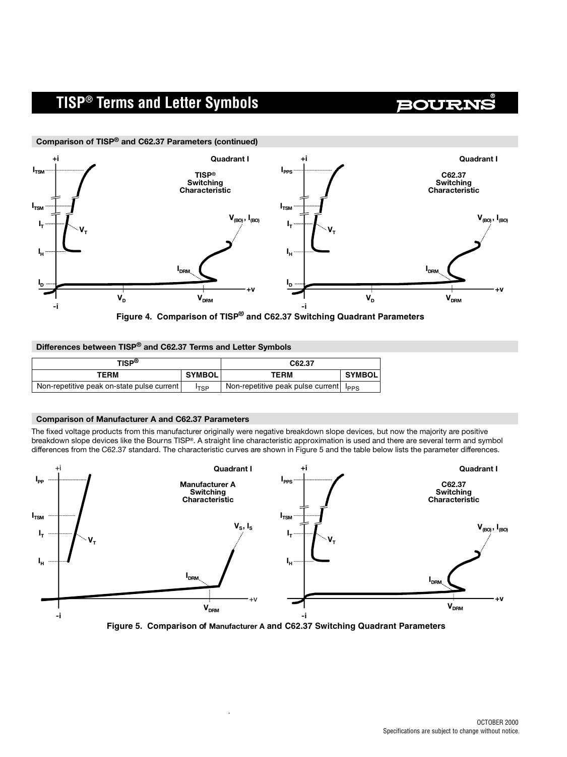## Comparison of TISP® and C62.37 Parameters (continued)

Figure 4. Comparison of TISP® and C62.37 Switching Quadrant Parameters

## Differences between TISP® and C62.37 Terms and Letter Symbols

| TISP® | | C62.37 | |
|---|---|---|---|
| TERM | SYMBOL | TERM | SYMBOL |
| Non-repetitive peak on-state pulse current | $I_{TSP}$ | Non-repetitive peak pulse current | $I_{PPS}$ |

## Comparison of Manufacturer A and C62.37 Parameters

The fixed voltage products from this manufacturer originally were negative breakdown slope devices, but now the majority are positive breakdown slope devices like the Bourns TISP®. A straight line characteristic approximation is used and there are several term and symbol differences from the C62.37 standard. The characteristic curves are shown in Figure 5 and the table below lists the parameter differences.

Figure 5. Comparison of Manufacturer A and C62.37 Switching Quadrant Parameters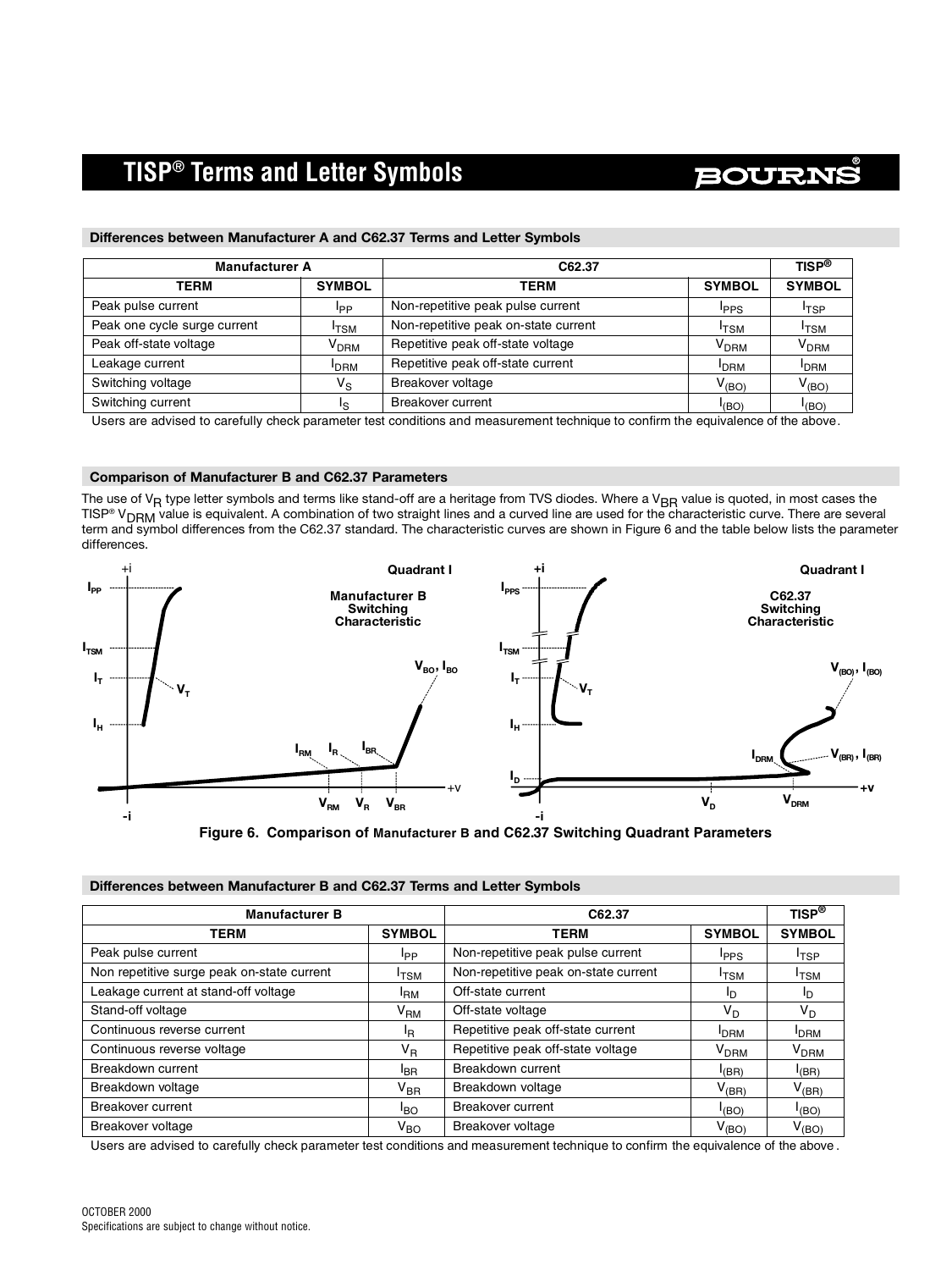# TISP® Terms and Letter Symbols

### Differences between Manufacturer A and C62.37 Terms and Letter Symbols

| Manufacturer A | | C62.37 | | TISP® |
|---|---|---|---|---|
| TERM | SYMBOL | TERM | SYMBOL | SYMBOL |
| Peak pulse current | $I_{PP}$ | Non-repetitive peak pulse current | $I_{PPS}$ | $I_{TSP}$ |
| Peak one cycle surge current | $I_{TSM}$ | Non-repetitive peak on-state current | $I_{TSM}$ | $I_{TSM}$ |
| Peak off-state voltage | $V_{DRM}$ | Repetitive peak off-state voltage | $V_{DRM}$ | $V_{DRM}$ |
| Leakage current | $I_{DRM}$ | Repetitive peak off-state current | $I_{DRM}$ | $I_{DRM}$ |
| Switching voltage | $V_S$ | Breakover voltage | $V_{(BO)}$ | $V_{(BO)}$ |
| Switching current | $I_S$ | Breakover current | $I_{(BO)}$ | $I_{(BO)}$ |

Users are advised to carefully check parameter test conditions and measurement technique to confirm the equivalence of the above.

### Comparison of Manufacturer B and C62.37 Parameters

The use of $V_R$ type letter symbols and terms like stand-off are a heritage from TVS diodes. Where a $V_{BR}$ value is quoted, in most cases the TISP® $V_{DRM}$ value is equivalent. A combination of two straight lines and a curved line are used for the characteristic curve. There are several term and symbol differences from the C62.37 standard. The characteristic curves are shown in Figure 6 and the table below lists the parameter differences.

+i
Quadrant I
Manufacturer B Switching Characteristic
$I_{PP}$
$I_{TSM}$
$I_T$
$V_T$
$I_H$
$V_{BO}$, $I_{BO}$
$I_{RM}$ $I_R$ $I_{BR}$
+V
$V_{RM}$ $V_R$ $V_{BR}$
-i

+i
Quadrant I
C62.37 Switching Characteristic
$I_{PPS}$
$I_{TSM}$
$I_T$
$V_T$
$I_H$
$V_{(BO)}$, $I_{(BO)}$
$I_{DRM}$
$V_{(BR)}$, $I_{(BR)}$
$I_D$
+v
$V_D$ $V_{DRM}$
-i

**Figure 6. Comparison of Manufacturer B and C62.37 Switching Quadrant Parameters**

### Differences between Manufacturer B and C62.37 Terms and Letter Symbols

| Manufacturer B | | C62.37 | | TISP® |
|---|---|---|---|---|
| TERM | SYMBOL | TERM | SYMBOL | SYMBOL |
| Peak pulse current | $I_{PP}$ | Non-repetitive peak pulse current | $I_{PPS}$ | $I_{TSP}$ |
| Non repetitive surge peak on-state current | $I_{TSM}$ | Non-repetitive peak on-state current | $I_{TSM}$ | $I_{TSM}$ |
| Leakage current at stand-off voltage | $I_{RM}$ | Off-state current | $I_D$ | $I_D$ |
| Stand-off voltage | $V_{RM}$ | Off-state voltage | $V_D$ | $V_D$ |
| Continuous reverse current | $I_R$ | Repetitive peak off-state current | $I_{DRM}$ | $I_{DRM}$ |
| Continuous reverse voltage | $V_R$ | Repetitive peak off-state voltage | $V_{DRM}$ | $V_{DRM}$ |
| Breakdown current | $I_{BR}$ | Breakdown current | $I_{(BR)}$ | $I_{(BR)}$ |
| Breakdown voltage | $V_{BR}$ | Breakdown voltage | $V_{(BR)}$ | $V_{(BR)}$ |
| Breakover current | $I_{BO}$ | Breakover current | $I_{(BO)}$ | $I_{(BO)}$ |
| Breakover voltage | $V_{BO}$ | Breakover voltage | $V_{(BO)}$ | $V_{(BO)}$ |

Users are advised to carefully check parameter test conditions and measurement technique to confirm the equivalence of the above.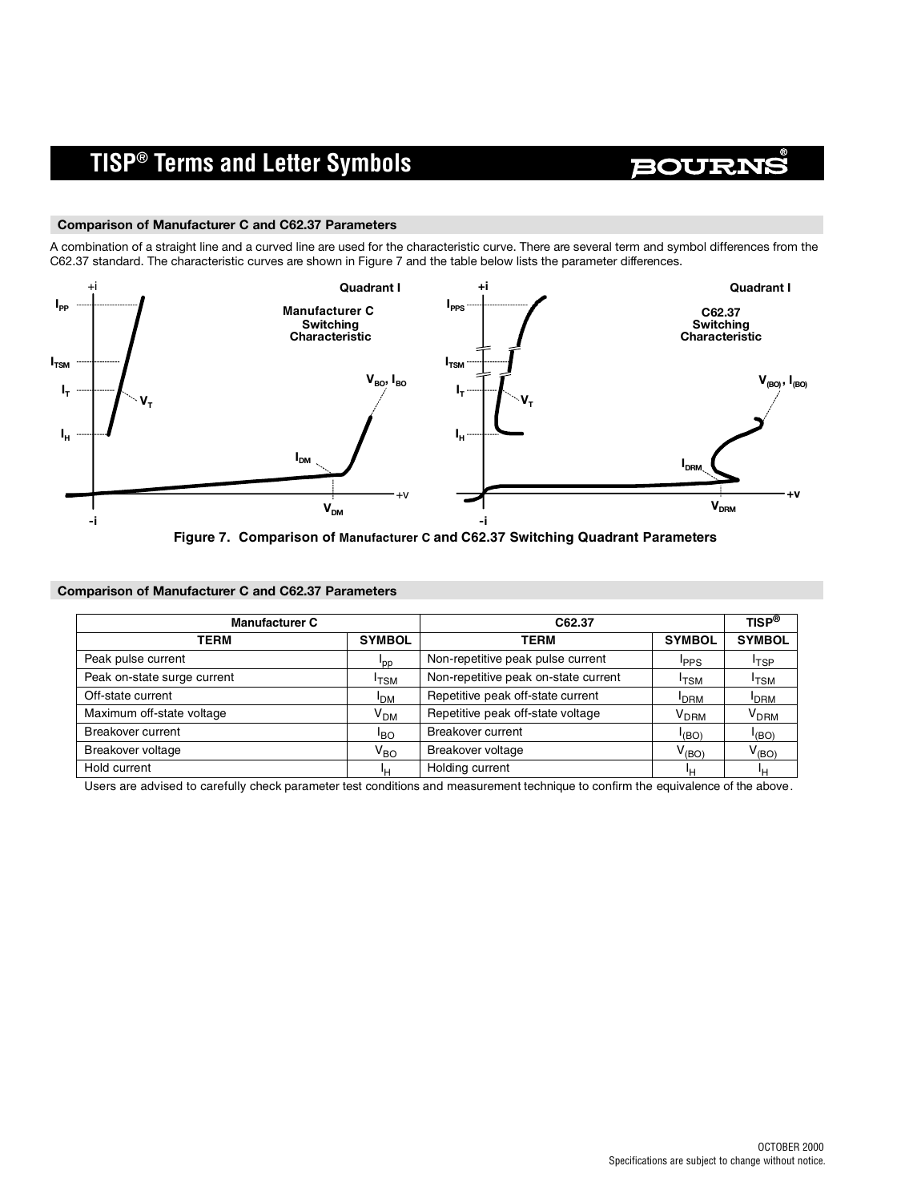## Comparison of Manufacturer C and C62.37 Parameters

A combination of a straight line and a curved line are used for the characteristic curve. There are several term and symbol differences from the C62.37 standard. The characteristic curves are shown in Figure 7 and the table below lists the parameter differences.

+i
Quadrant I
Manufacturer C Switching Characteristic
$I_{PP}$
$I_{TSM}$
$I_T$
$V_T$
$I_H$
$V_{BO}$, $I_{BO}$
$I_{DM}$
$V_{DM}$
+V
-i

+i
Quadrant I
C62.37 Switching Characteristic
$I_{PPS}$
$I_{TSM}$
$I_T$
$V_T$
$I_H$
$V_{(BO)}$, $I_{(BO)}$
$I_{DRM}$
$V_{DRM}$
+v
-i

**Figure 7. Comparison of Manufacturer C and C62.37 Switching Quadrant Parameters**

## Comparison of Manufacturer C and C62.37 Parameters

| Manufacturer C | | C62.37 | | TISP® |
|---|---|---|---|---|
| **TERM** | **SYMBOL** | **TERM** | **SYMBOL** | **SYMBOL** |
| Peak pulse current | $I_{pp}$ | Non-repetitive peak pulse current | $I_{PPS}$ | $I_{TSP}$ |
| Peak on-state surge current | $I_{TSM}$ | Non-repetitive peak on-state current | $I_{TSM}$ | $I_{TSM}$ |
| Off-state current | $I_{DM}$ | Repetitive peak off-state current | $I_{DRM}$ | $I_{DRM}$ |
| Maximum off-state voltage | $V_{DM}$ | Repetitive peak off-state voltage | $V_{DRM}$ | $V_{DRM}$ |
| Breakover current | $I_{BO}$ | Breakover current | $I_{(BO)}$ | $I_{(BO)}$ |
| Breakover voltage | $V_{BO}$ | Breakover voltage | $V_{(BO)}$ | $V_{(BO)}$ |
| Hold current | $I_H$ | Holding current | $I_H$ | $I_H$ |

Users are advised to carefully check parameter test conditions and measurement technique to confirm the equivalence of the above.